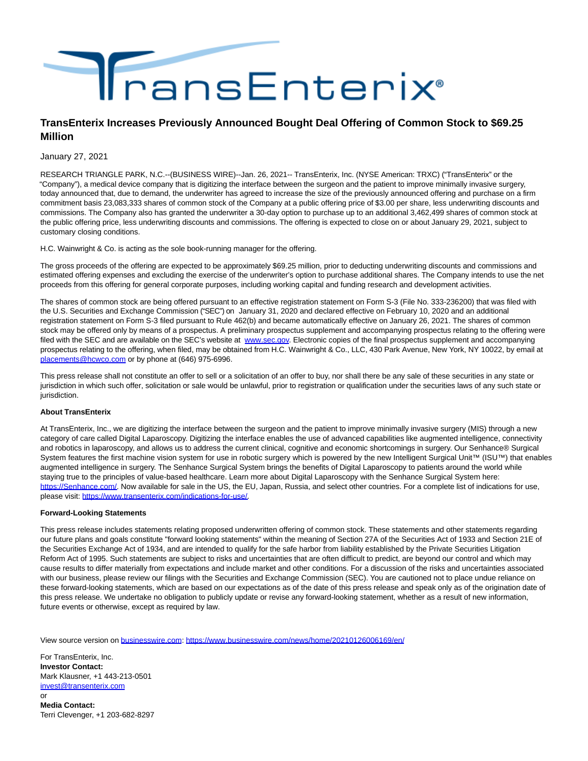# TransEnterix Increases Previously Announced Bought Deal Offering of Common Stock to $69.25 Million

January 27, 2021

RESEARCH TRIANGLE PARK, N.C.--(BUSINESS WIRE)--Jan. 26, 2021-- TransEnterix, Inc. (NYSE American: TRXC) ("TransEnterix" or the "Company"), a medical device company that is digitizing the interface between the surgeon and the patient to improve minimally invasive surgery, today announced that, due to demand, the underwriter has agreed to increase the size of the previously announced offering and purchase on a firm commitment basis 23,083,333 shares of common stock of the Company at a public offering price of $3.00 per share, less underwriting discounts and commissions. The Company also has granted the underwriter a 30-day option to purchase up to an additional 3,462,499 shares of common stock at the public offering price, less underwriting discounts and commissions. The offering is expected to close on or about January 29, 2021, subject to customary closing conditions.

H.C. Wainwright & Co. is acting as the sole book-running manager for the offering.

The gross proceeds of the offering are expected to be approximately $69.25 million, prior to deducting underwriting discounts and commissions and estimated offering expenses and excluding the exercise of the underwriter's option to purchase additional shares. The Company intends to use the net proceeds from this offering for general corporate purposes, including working capital and funding research and development activities.

The shares of common stock are being offered pursuant to an effective registration statement on Form S-3 (File No. 333-236200) that was filed with the U.S. Securities and Exchange Commission ("SEC") on January 31, 2020 and declared effective on February 10, 2020 and an additional registration statement on Form S-3 filed pursuant to Rule 462(b) and became automatically effective on January 26, 2021. The shares of common stock may be offered only by means of a prospectus. A preliminary prospectus supplement and accompanying prospectus relating to the offering were filed with the SEC and are available on the SEC's website at www.sec.gov. Electronic copies of the final prospectus supplement and accompanying prospectus relating to the offering, when filed, may be obtained from H.C. Wainwright & Co., LLC, 430 Park Avenue, New York, NY 10022, by email at placements@hcwco.com or by phone at (646) 975-6996.

This press release shall not constitute an offer to sell or a solicitation of an offer to buy, nor shall there be any sale of these securities in any state or jurisdiction in which such offer, solicitation or sale would be unlawful, prior to registration or qualification under the securities laws of any such state or jurisdiction.

**About TransEnterix**

At TransEnterix, Inc., we are digitizing the interface between the surgeon and the patient to improve minimally invasive surgery (MIS) through a new category of care called Digital Laparoscopy. Digitizing the interface enables the use of advanced capabilities like augmented intelligence, connectivity and robotics in laparoscopy, and allows us to address the current clinical, cognitive and economic shortcomings in surgery. Our Senhance® Surgical System features the first machine vision system for use in robotic surgery which is powered by the new Intelligent Surgical Unit™ (ISU™) that enables augmented intelligence in surgery. The Senhance Surgical System brings the benefits of Digital Laparoscopy to patients around the world while staying true to the principles of value-based healthcare. Learn more about Digital Laparoscopy with the Senhance Surgical System here: https://Senhance.com/. Now available for sale in the US, the EU, Japan, Russia, and select other countries. For a complete list of indications for use, please visit: https://www.transenterix.com/indications-for-use/.

**Forward-Looking Statements**

This press release includes statements relating proposed underwritten offering of common stock. These statements and other statements regarding our future plans and goals constitute "forward looking statements" within the meaning of Section 27A of the Securities Act of 1933 and Section 21E of the Securities Exchange Act of 1934, and are intended to qualify for the safe harbor from liability established by the Private Securities Litigation Reform Act of 1995. Such statements are subject to risks and uncertainties that are often difficult to predict, are beyond our control and which may cause results to differ materially from expectations and include market and other conditions. For a discussion of the risks and uncertainties associated with our business, please review our filings with the Securities and Exchange Commission (SEC). You are cautioned not to place undue reliance on these forward-looking statements, which are based on our expectations as of the date of this press release and speak only as of the origination date of this press release. We undertake no obligation to publicly update or revise any forward-looking statement, whether as a result of new information, future events or otherwise, except as required by law.

View source version on businesswire.com: https://www.businesswire.com/news/home/20210126006169/en/

For TransEnterix, Inc.
**Investor Contact:**
Mark Klausner, +1 443-213-0501
invest@transenterix.com
or
**Media Contact:**
Terri Clevenger, +1 203-682-8297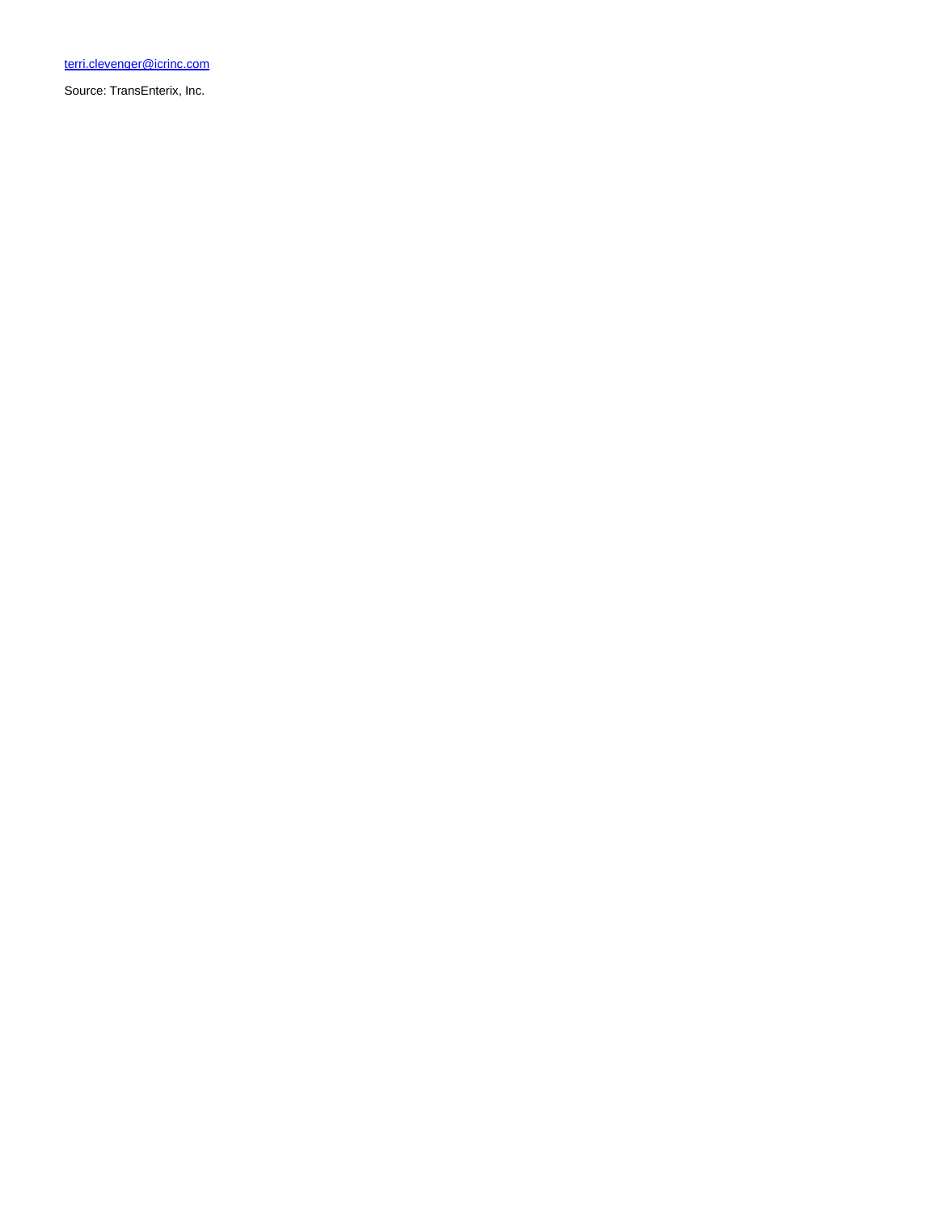terri.clevenger@icrinc.com

Source: TransEnterix, Inc.